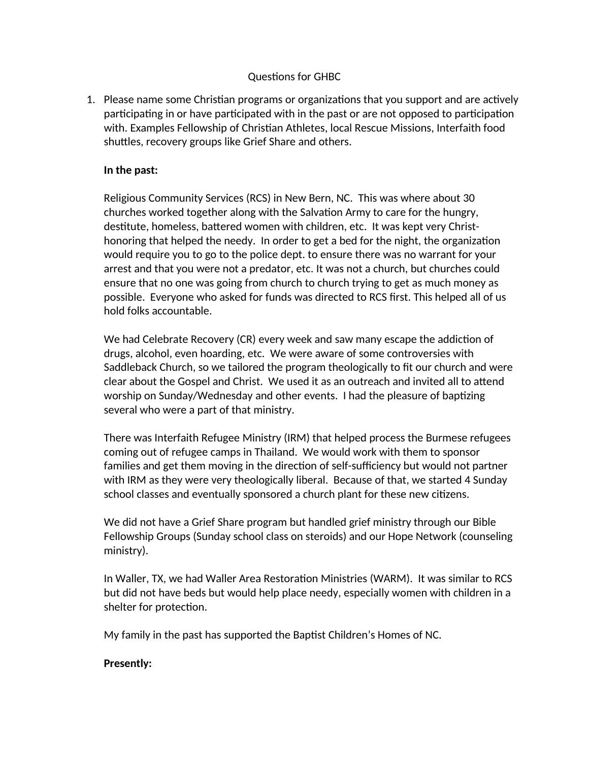Questions for GHBC

1. Please name some Christian programs or organizations that you support and are actively participating in or have participated with in the past or are not opposed to participation with. Examples Fellowship of Christian Athletes, local Rescue Missions, Interfaith food shuttles, recovery groups like Grief Share and others.

   **In the past:**

   Religious Community Services (RCS) in New Bern, NC. This was where about 30 churches worked together along with the Salvation Army to care for the hungry, destitute, homeless, battered women with children, etc. It was kept very Christ-honoring that helped the needy. In order to get a bed for the night, the organization would require you to go to the police dept. to ensure there was no warrant for your arrest and that you were not a predator, etc. It was not a church, but churches could ensure that no one was going from church to church trying to get as much money as possible. Everyone who asked for funds was directed to RCS first. This helped all of us hold folks accountable.

   We had Celebrate Recovery (CR) every week and saw many escape the addiction of drugs, alcohol, even hoarding, etc. We were aware of some controversies with Saddleback Church, so we tailored the program theologically to fit our church and were clear about the Gospel and Christ. We used it as an outreach and invited all to attend worship on Sunday/Wednesday and other events. I had the pleasure of baptizing several who were a part of that ministry.

   There was Interfaith Refugee Ministry (IRM) that helped process the Burmese refugees coming out of refugee camps in Thailand. We would work with them to sponsor families and get them moving in the direction of self-sufficiency but would not partner with IRM as they were very theologically liberal. Because of that, we started 4 Sunday school classes and eventually sponsored a church plant for these new citizens.

   We did not have a Grief Share program but handled grief ministry through our Bible Fellowship Groups (Sunday school class on steroids) and our Hope Network (counseling ministry).

   In Waller, TX, we had Waller Area Restoration Ministries (WARM). It was similar to RCS but did not have beds but would help place needy, especially women with children in a shelter for protection.

   My family in the past has supported the Baptist Children's Homes of NC.

   **Presently:**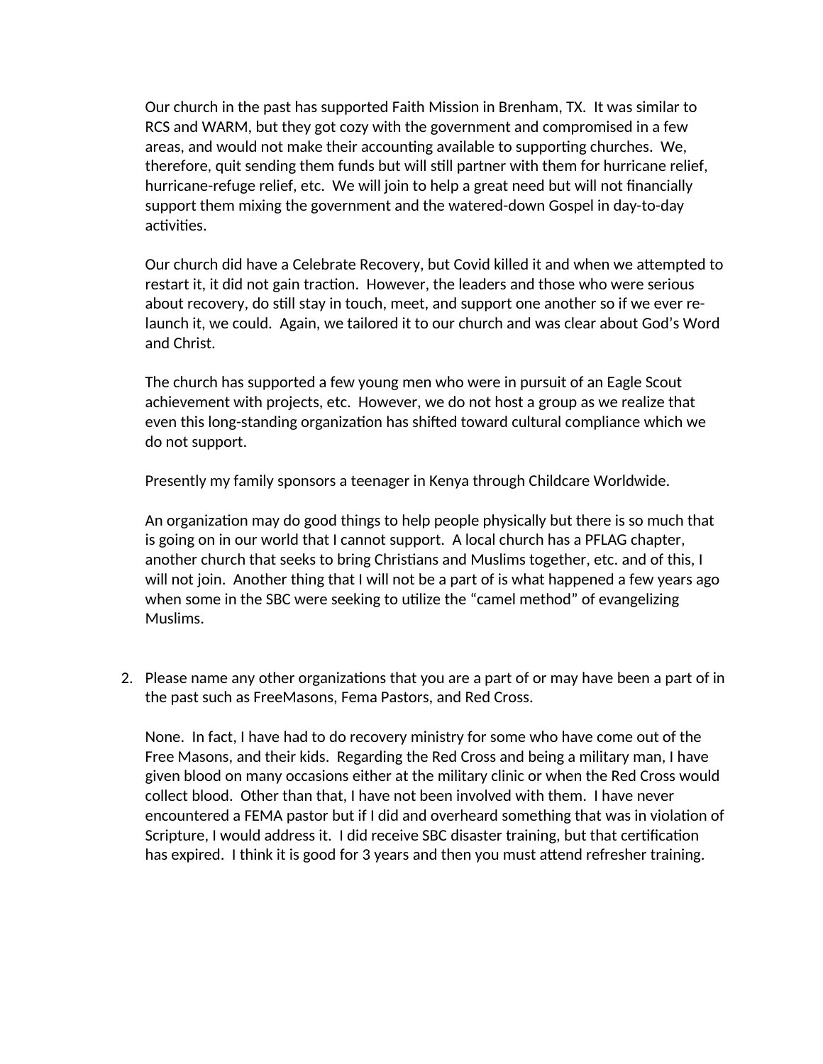Our church in the past has supported Faith Mission in Brenham, TX. It was similar to RCS and WARM, but they got cozy with the government and compromised in a few areas, and would not make their accounting available to supporting churches. We, therefore, quit sending them funds but will still partner with them for hurricane relief, hurricane-refuge relief, etc. We will join to help a great need but will not financially support them mixing the government and the watered-down Gospel in day-to-day activities.

Our church did have a Celebrate Recovery, but Covid killed it and when we attempted to restart it, it did not gain traction. However, the leaders and those who were serious about recovery, do still stay in touch, meet, and support one another so if we ever re-launch it, we could. Again, we tailored it to our church and was clear about God's Word and Christ.

The church has supported a few young men who were in pursuit of an Eagle Scout achievement with projects, etc. However, we do not host a group as we realize that even this long-standing organization has shifted toward cultural compliance which we do not support.

Presently my family sponsors a teenager in Kenya through Childcare Worldwide.

An organization may do good things to help people physically but there is so much that is going on in our world that I cannot support. A local church has a PFLAG chapter, another church that seeks to bring Christians and Muslims together, etc. and of this, I will not join. Another thing that I will not be a part of is what happened a few years ago when some in the SBC were seeking to utilize the "camel method" of evangelizing Muslims.

2. Please name any other organizations that you are a part of or may have been a part of in the past such as FreeMasons, Fema Pastors, and Red Cross.

   None. In fact, I have had to do recovery ministry for some who have come out of the Free Masons, and their kids. Regarding the Red Cross and being a military man, I have given blood on many occasions either at the military clinic or when the Red Cross would collect blood. Other than that, I have not been involved with them. I have never encountered a FEMA pastor but if I did and overheard something that was in violation of Scripture, I would address it. I did receive SBC disaster training, but that certification has expired. I think it is good for 3 years and then you must attend refresher training.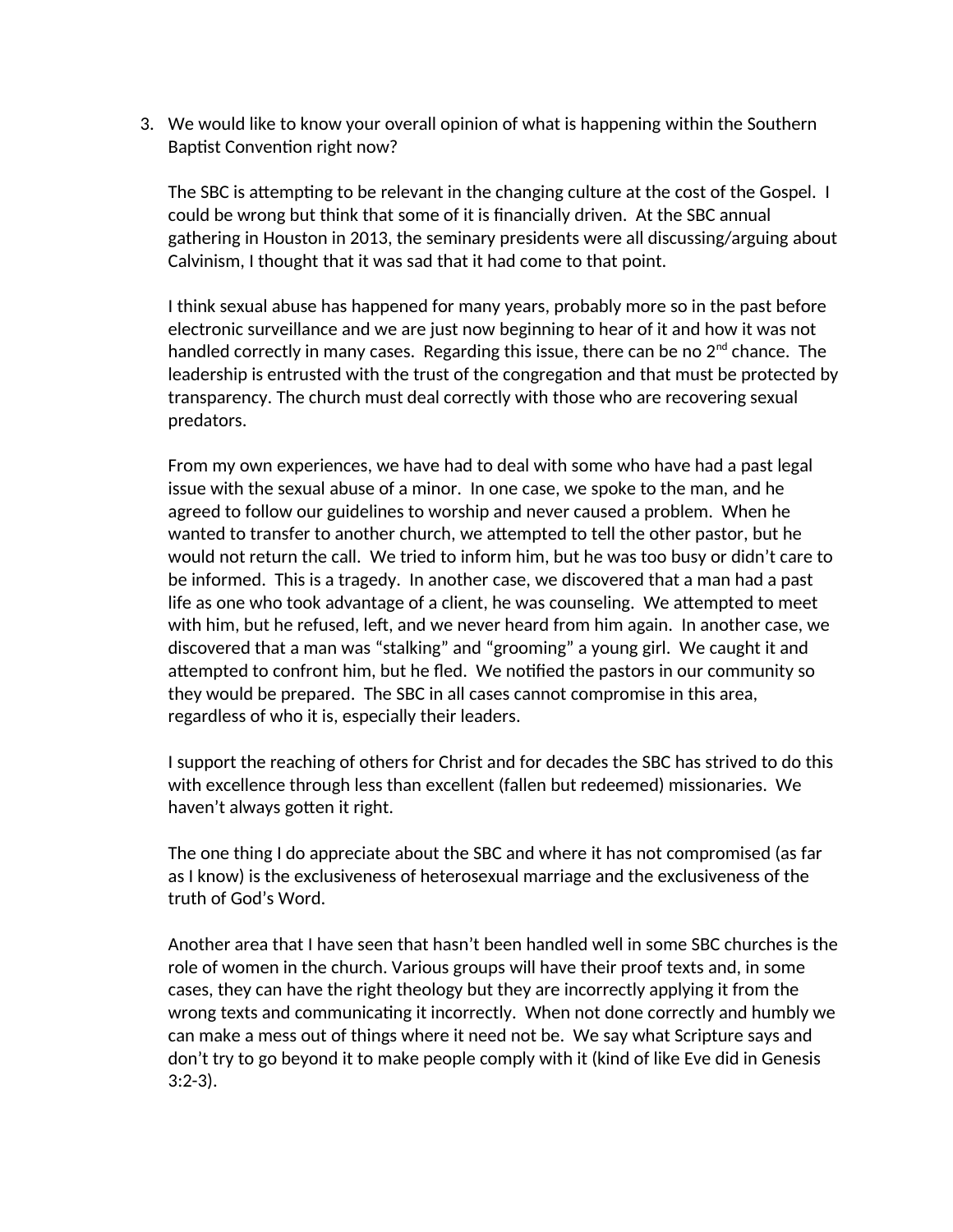3. We would like to know your overall opinion of what is happening within the Southern Baptist Convention right now?

   The SBC is attempting to be relevant in the changing culture at the cost of the Gospel. I could be wrong but think that some of it is financially driven. At the SBC annual gathering in Houston in 2013, the seminary presidents were all discussing/arguing about Calvinism, I thought that it was sad that it had come to that point.

   I think sexual abuse has happened for many years, probably more so in the past before electronic surveillance and we are just now beginning to hear of it and how it was not handled correctly in many cases. Regarding this issue, there can be no 2nd chance. The leadership is entrusted with the trust of the congregation and that must be protected by transparency. The church must deal correctly with those who are recovering sexual predators.

   From my own experiences, we have had to deal with some who have had a past legal issue with the sexual abuse of a minor. In one case, we spoke to the man, and he agreed to follow our guidelines to worship and never caused a problem. When he wanted to transfer to another church, we attempted to tell the other pastor, but he would not return the call. We tried to inform him, but he was too busy or didn't care to be informed. This is a tragedy. In another case, we discovered that a man had a past life as one who took advantage of a client, he was counseling. We attempted to meet with him, but he refused, left, and we never heard from him again. In another case, we discovered that a man was "stalking" and "grooming" a young girl. We caught it and attempted to confront him, but he fled. We notified the pastors in our community so they would be prepared. The SBC in all cases cannot compromise in this area, regardless of who it is, especially their leaders.

   I support the reaching of others for Christ and for decades the SBC has strived to do this with excellence through less than excellent (fallen but redeemed) missionaries. We haven't always gotten it right.

   The one thing I do appreciate about the SBC and where it has not compromised (as far as I know) is the exclusiveness of heterosexual marriage and the exclusiveness of the truth of God's Word.

   Another area that I have seen that hasn't been handled well in some SBC churches is the role of women in the church. Various groups will have their proof texts and, in some cases, they can have the right theology but they are incorrectly applying it from the wrong texts and communicating it incorrectly. When not done correctly and humbly we can make a mess out of things where it need not be. We say what Scripture says and don't try to go beyond it to make people comply with it (kind of like Eve did in Genesis 3:2-3).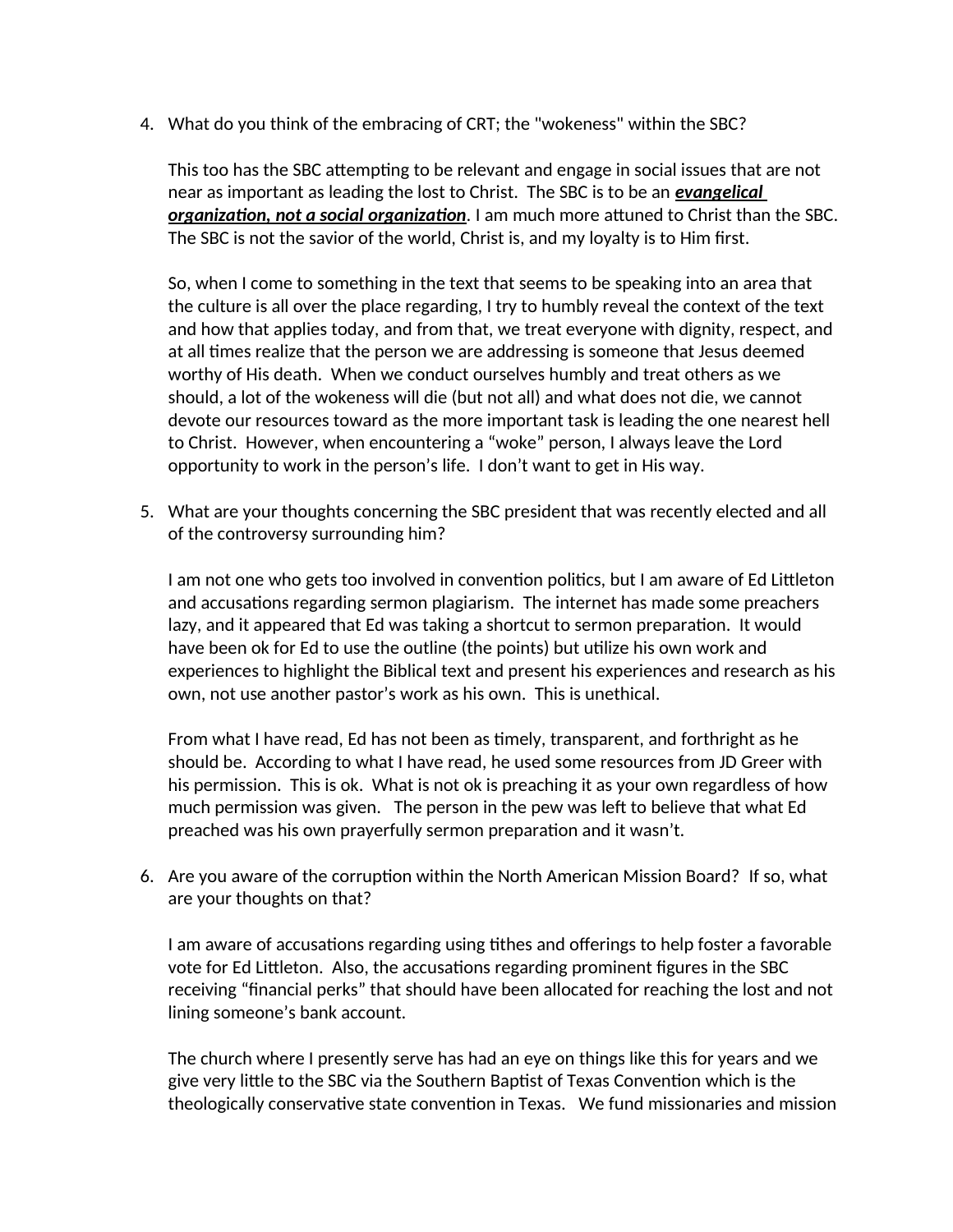4. What do you think of the embracing of CRT; the "wokeness" within the SBC?

   This too has the SBC attempting to be relevant and engage in social issues that are not near as important as leading the lost to Christ. The SBC is to be an ***evangelical organization, not a social organization***. I am much more attuned to Christ than the SBC. The SBC is not the savior of the world, Christ is, and my loyalty is to Him first.

   So, when I come to something in the text that seems to be speaking into an area that the culture is all over the place regarding, I try to humbly reveal the context of the text and how that applies today, and from that, we treat everyone with dignity, respect, and at all times realize that the person we are addressing is someone that Jesus deemed worthy of His death. When we conduct ourselves humbly and treat others as we should, a lot of the wokeness will die (but not all) and what does not die, we cannot devote our resources toward as the more important task is leading the one nearest hell to Christ. However, when encountering a “woke” person, I always leave the Lord opportunity to work in the person’s life. I don’t want to get in His way.

5. What are your thoughts concerning the SBC president that was recently elected and all of the controversy surrounding him?

   I am not one who gets too involved in convention politics, but I am aware of Ed Littleton and accusations regarding sermon plagiarism. The internet has made some preachers lazy, and it appeared that Ed was taking a shortcut to sermon preparation. It would have been ok for Ed to use the outline (the points) but utilize his own work and experiences to highlight the Biblical text and present his experiences and research as his own, not use another pastor’s work as his own. This is unethical.

   From what I have read, Ed has not been as timely, transparent, and forthright as he should be. According to what I have read, he used some resources from JD Greer with his permission. This is ok. What is not ok is preaching it as your own regardless of how much permission was given. The person in the pew was left to believe that what Ed preached was his own prayerfully sermon preparation and it wasn’t.

6. Are you aware of the corruption within the North American Mission Board? If so, what are your thoughts on that?

   I am aware of accusations regarding using tithes and offerings to help foster a favorable vote for Ed Littleton. Also, the accusations regarding prominent figures in the SBC receiving “financial perks” that should have been allocated for reaching the lost and not lining someone’s bank account.

   The church where I presently serve has had an eye on things like this for years and we give very little to the SBC via the Southern Baptist of Texas Convention which is the theologically conservative state convention in Texas. We fund missionaries and mission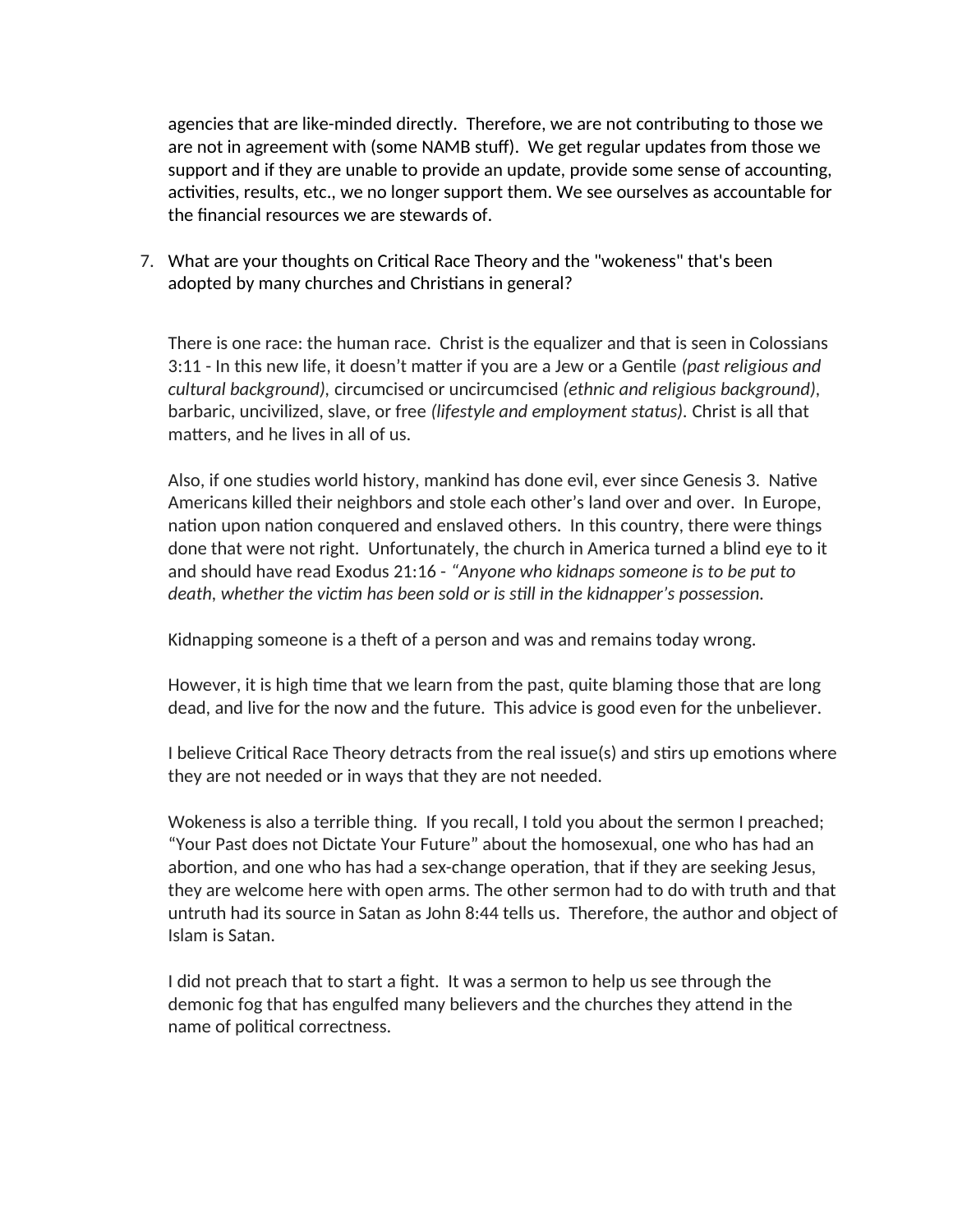agencies that are like-minded directly.  Therefore, we are not contributing to those we are not in agreement with (some NAMB stuff).  We get regular updates from those we support and if they are unable to provide an update, provide some sense of accounting, activities, results, etc., we no longer support them. We see ourselves as accountable for the financial resources we are stewards of.

7. What are your thoughts on Critical Race Theory and the "wokeness" that's been adopted by many churches and Christians in general?

   There is one race: the human race.  Christ is the equalizer and that is seen in Colossians 3:11 - In this new life, it doesn't matter if you are a Jew or a Gentile *(past religious and cultural background)*, circumcised or uncircumcised *(ethnic and religious background)*, barbaric, uncivilized, slave, or free *(lifestyle and employment status)*. Christ is all that matters, and he lives in all of us.

   Also, if one studies world history, mankind has done evil, ever since Genesis 3.  Native Americans killed their neighbors and stole each other's land over and over.  In Europe, nation upon nation conquered and enslaved others.  In this country, there were things done that were not right.  Unfortunately, the church in America turned a blind eye to it and should have read Exodus 21:16 - *"Anyone who kidnaps someone is to be put to death, whether the victim has been sold or is still in the kidnapper's possession.*

   Kidnapping someone is a theft of a person and was and remains today wrong.

   However, it is high time that we learn from the past, quite blaming those that are long dead, and live for the now and the future.  This advice is good even for the unbeliever.

   I believe Critical Race Theory detracts from the real issue(s) and stirs up emotions where they are not needed or in ways that they are not needed.

   Wokeness is also a terrible thing.  If you recall, I told you about the sermon I preached; "Your Past does not Dictate Your Future" about the homosexual, one who has had an abortion, and one who has had a sex-change operation, that if they are seeking Jesus, they are welcome here with open arms. The other sermon had to do with truth and that untruth had its source in Satan as John 8:44 tells us.  Therefore, the author and object of Islam is Satan.

   I did not preach that to start a fight.  It was a sermon to help us see through the demonic fog that has engulfed many believers and the churches they attend in the name of political correctness.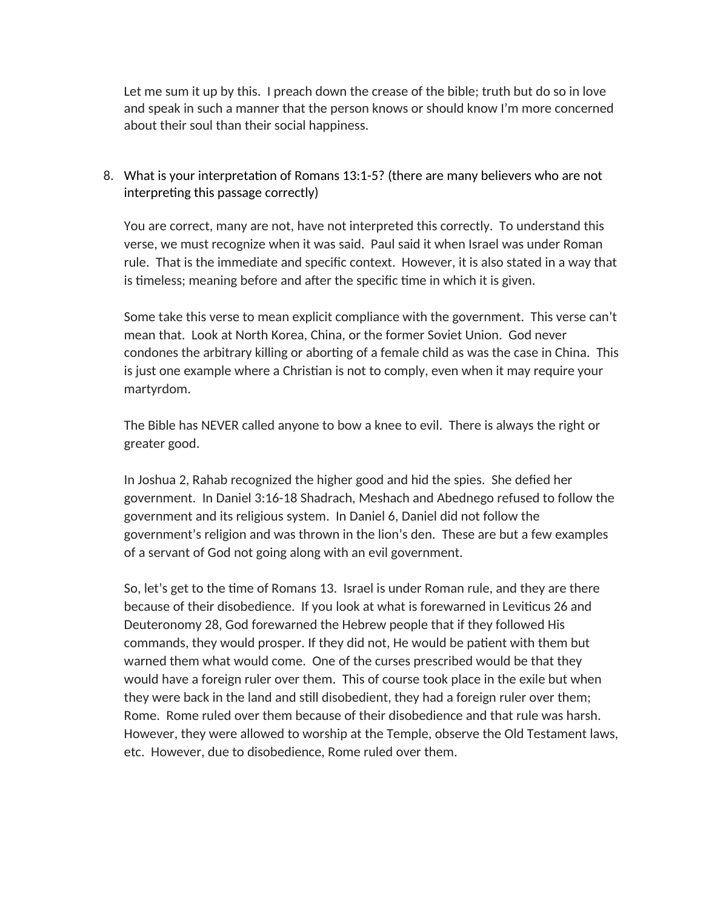Let me sum it up by this.  I preach down the crease of the bible; truth but do so in love and speak in such a manner that the person knows or should know I'm more concerned about their soul than their social happiness.

8. What is your interpretation of Romans 13:1-5? (there are many believers who are not interpreting this passage correctly)

   You are correct, many are not, have not interpreted this correctly.  To understand this verse, we must recognize when it was said.  Paul said it when Israel was under Roman rule.  That is the immediate and specific context.  However, it is also stated in a way that is timeless; meaning before and after the specific time in which it is given.

   Some take this verse to mean explicit compliance with the government.  This verse can't mean that.  Look at North Korea, China, or the former Soviet Union.  God never condones the arbitrary killing or aborting of a female child as was the case in China.  This is just one example where a Christian is not to comply, even when it may require your martyrdom.

   The Bible has NEVER called anyone to bow a knee to evil.  There is always the right or greater good.

   In Joshua 2, Rahab recognized the higher good and hid the spies.  She defied her government.  In Daniel 3:16-18 Shadrach, Meshach and Abednego refused to follow the government and its religious system.  In Daniel 6, Daniel did not follow the government's religion and was thrown in the lion's den.  These are but a few examples of a servant of God not going along with an evil government.

   So, let's get to the time of Romans 13.  Israel is under Roman rule, and they are there because of their disobedience.  If you look at what is forewarned in Leviticus 26 and Deuteronomy 28, God forewarned the Hebrew people that if they followed His commands, they would prosper. If they did not, He would be patient with them but warned them what would come.  One of the curses prescribed would be that they would have a foreign ruler over them.  This of course took place in the exile but when they were back in the land and still disobedient, they had a foreign ruler over them; Rome.  Rome ruled over them because of their disobedience and that rule was harsh.  However, they were allowed to worship at the Temple, observe the Old Testament laws, etc.  However, due to disobedience, Rome ruled over them.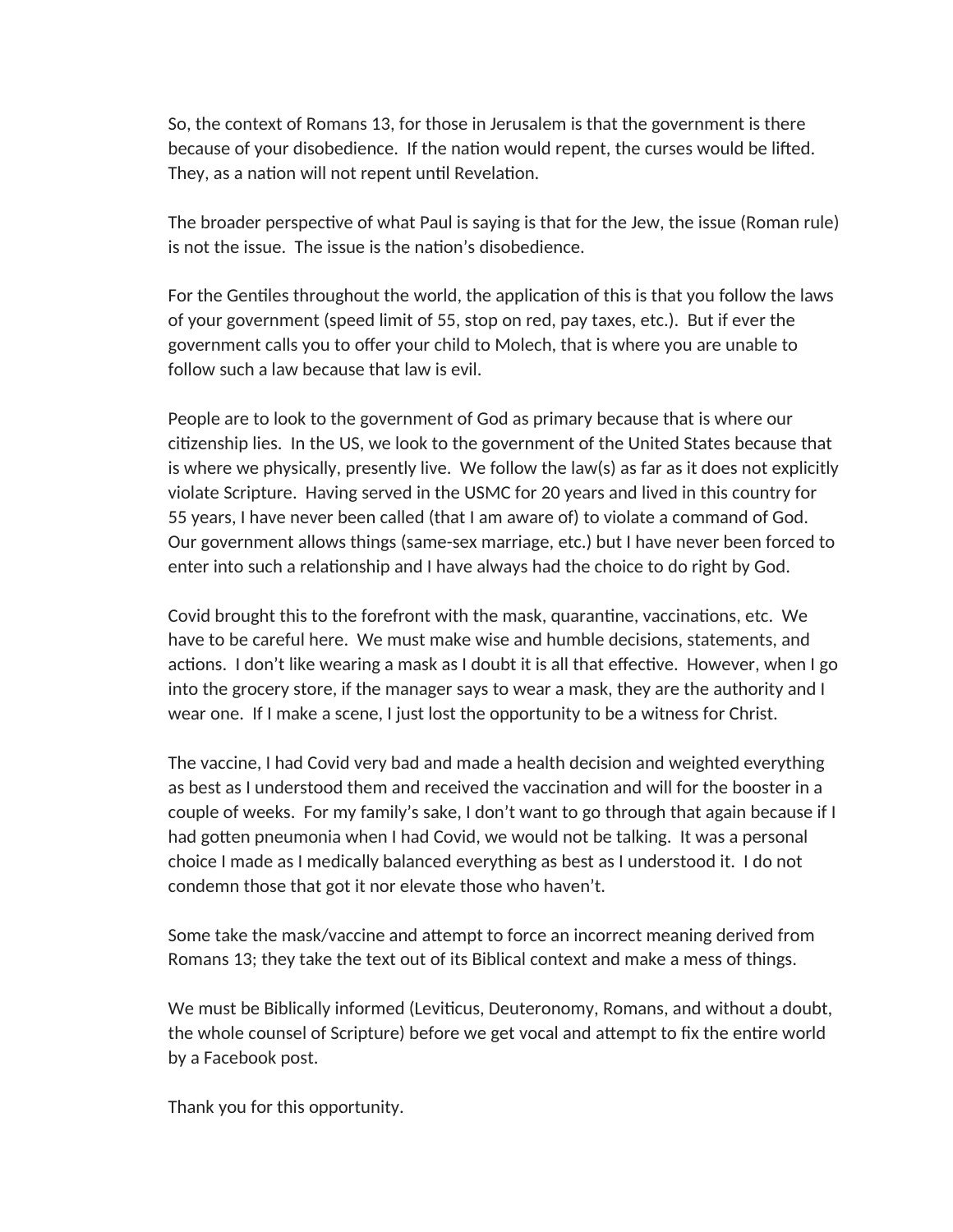So, the context of Romans 13, for those in Jerusalem is that the government is there because of your disobedience. If the nation would repent, the curses would be lifted. They, as a nation will not repent until Revelation.

The broader perspective of what Paul is saying is that for the Jew, the issue (Roman rule) is not the issue. The issue is the nation's disobedience.

For the Gentiles throughout the world, the application of this is that you follow the laws of your government (speed limit of 55, stop on red, pay taxes, etc.). But if ever the government calls you to offer your child to Molech, that is where you are unable to follow such a law because that law is evil.

People are to look to the government of God as primary because that is where our citizenship lies. In the US, we look to the government of the United States because that is where we physically, presently live. We follow the law(s) as far as it does not explicitly violate Scripture. Having served in the USMC for 20 years and lived in this country for 55 years, I have never been called (that I am aware of) to violate a command of God. Our government allows things (same-sex marriage, etc.) but I have never been forced to enter into such a relationship and I have always had the choice to do right by God.

Covid brought this to the forefront with the mask, quarantine, vaccinations, etc. We have to be careful here. We must make wise and humble decisions, statements, and actions. I don't like wearing a mask as I doubt it is all that effective. However, when I go into the grocery store, if the manager says to wear a mask, they are the authority and I wear one. If I make a scene, I just lost the opportunity to be a witness for Christ.

The vaccine, I had Covid very bad and made a health decision and weighted everything as best as I understood them and received the vaccination and will for the booster in a couple of weeks. For my family's sake, I don't want to go through that again because if I had gotten pneumonia when I had Covid, we would not be talking. It was a personal choice I made as I medically balanced everything as best as I understood it. I do not condemn those that got it nor elevate those who haven't.

Some take the mask/vaccine and attempt to force an incorrect meaning derived from Romans 13; they take the text out of its Biblical context and make a mess of things.

We must be Biblically informed (Leviticus, Deuteronomy, Romans, and without a doubt, the whole counsel of Scripture) before we get vocal and attempt to fix the entire world by a Facebook post.

Thank you for this opportunity.